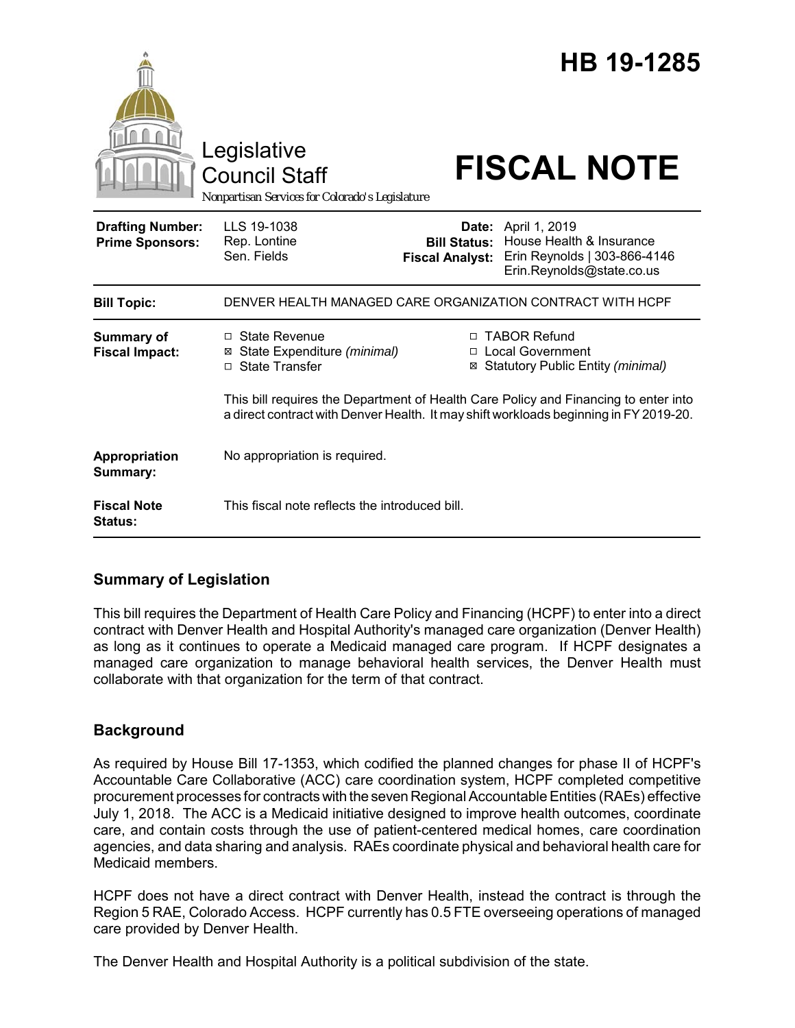# HB 19-1285

Legislative Council Staff

Nonpartisan Services for Colorado's Legislature

# FISCAL NOTE

| | | | |
|---|---|---|---|
| **Drafting Number:** | LLS 19-1038 | **Date:** | April 1, 2019 |
| **Prime Sponsors:** | Rep. Lontine<br>Sen. Fields | **Bill Status:** | House Health & Insurance |
| | | **Fiscal Analyst:** | Erin Reynolds \| 303-866-4146<br>Erin.Reynolds@state.co.us |

| | |
|---|---|
| **Bill Topic:** | DENVER HEALTH MANAGED CARE ORGANIZATION CONTRACT WITH HCPF |
| **Summary of Fiscal Impact:** | ☐ State Revenue<br>☒ State Expenditure *(minimal)*<br>☐ State Transfer<br>☐ TABOR Refund<br>☐ Local Government<br>☒ Statutory Public Entity *(minimal)*<br><br>This bill requires the Department of Health Care Policy and Financing to enter into a direct contract with Denver Health. It may shift workloads beginning in FY 2019-20. |
| **Appropriation Summary:** | No appropriation is required. |
| **Fiscal Note Status:** | This fiscal note reflects the introduced bill. |

## Summary of Legislation

This bill requires the Department of Health Care Policy and Financing (HCPF) to enter into a direct contract with Denver Health and Hospital Authority's managed care organization (Denver Health) as long as it continues to operate a Medicaid managed care program. If HCPF designates a managed care organization to manage behavioral health services, the Denver Health must collaborate with that organization for the term of that contract.

## Background

As required by House Bill 17-1353, which codified the planned changes for phase II of HCPF's Accountable Care Collaborative (ACC) care coordination system, HCPF completed competitive procurement processes for contracts with the seven Regional Accountable Entities (RAEs) effective July 1, 2018. The ACC is a Medicaid initiative designed to improve health outcomes, coordinate care, and contain costs through the use of patient-centered medical homes, care coordination agencies, and data sharing and analysis. RAEs coordinate physical and behavioral health care for Medicaid members.

HCPF does not have a direct contract with Denver Health, instead the contract is through the Region 5 RAE, Colorado Access. HCPF currently has 0.5 FTE overseeing operations of managed care provided by Denver Health.

The Denver Health and Hospital Authority is a political subdivision of the state.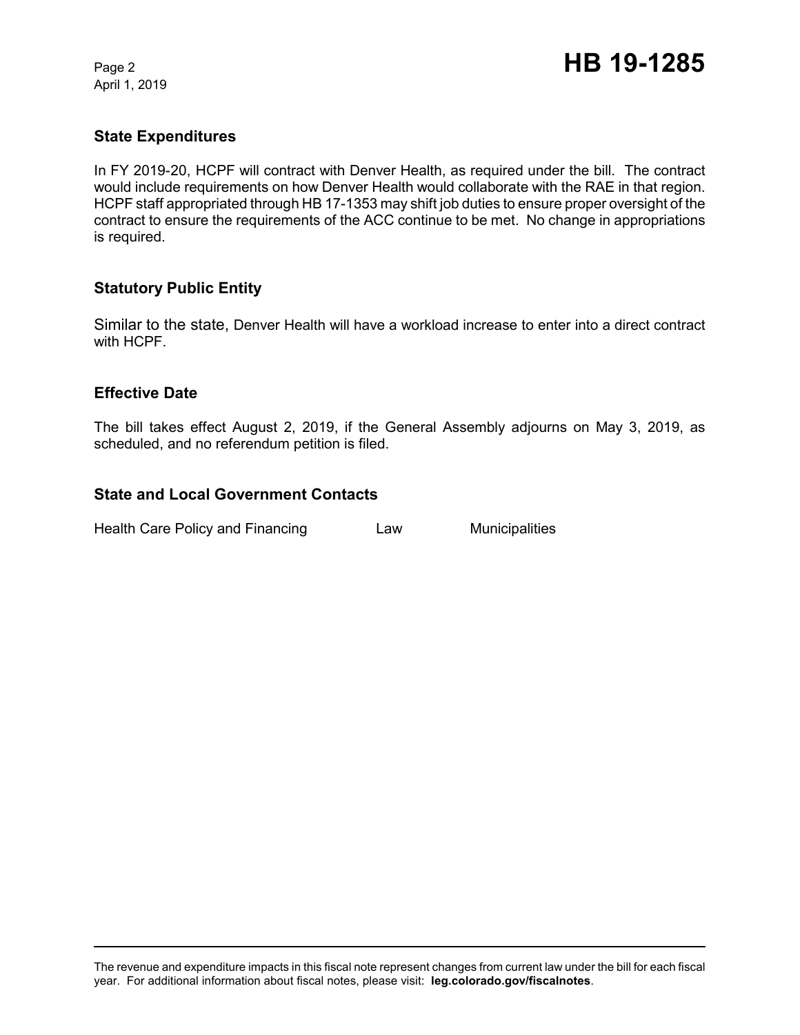## State Expenditures

In FY 2019-20, HCPF will contract with Denver Health, as required under the bill. The contract would include requirements on how Denver Health would collaborate with the RAE in that region. HCPF staff appropriated through HB 17-1353 may shift job duties to ensure proper oversight of the contract to ensure the requirements of the ACC continue to be met. No change in appropriations is required.

## Statutory Public Entity

Similar to the state, Denver Health will have a workload increase to enter into a direct contract with HCPF.

## Effective Date

The bill takes effect August 2, 2019, if the General Assembly adjourns on May 3, 2019, as scheduled, and no referendum petition is filed.

## State and Local Government Contacts

Health Care Policy and Financing    Law    Municipalities

The revenue and expenditure impacts in this fiscal note represent changes from current law under the bill for each fiscal year. For additional information about fiscal notes, please visit: **leg.colorado.gov/fiscalnotes**.